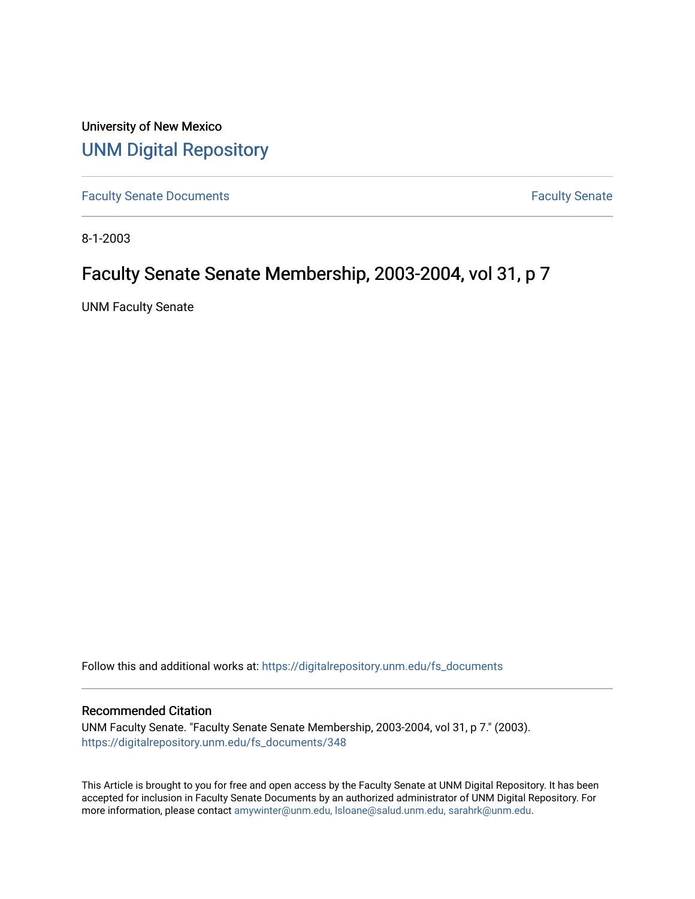University of New Mexico

# UNM Digital Repository

Faculty Senate Documents

Faculty Senate

8-1-2003

## Faculty Senate Senate Membership, 2003-2004, vol 31, p 7

UNM Faculty Senate

Follow this and additional works at: https://digitalrepository.unm.edu/fs_documents

### Recommended Citation

UNM Faculty Senate. "Faculty Senate Senate Membership, 2003-2004, vol 31, p 7." (2003). https://digitalrepository.unm.edu/fs_documents/348

This Article is brought to you for free and open access by the Faculty Senate at UNM Digital Repository. It has been accepted for inclusion in Faculty Senate Documents by an authorized administrator of UNM Digital Repository. For more information, please contact amywinter@unm.edu, lsloane@salud.unm.edu, sarahrk@unm.edu.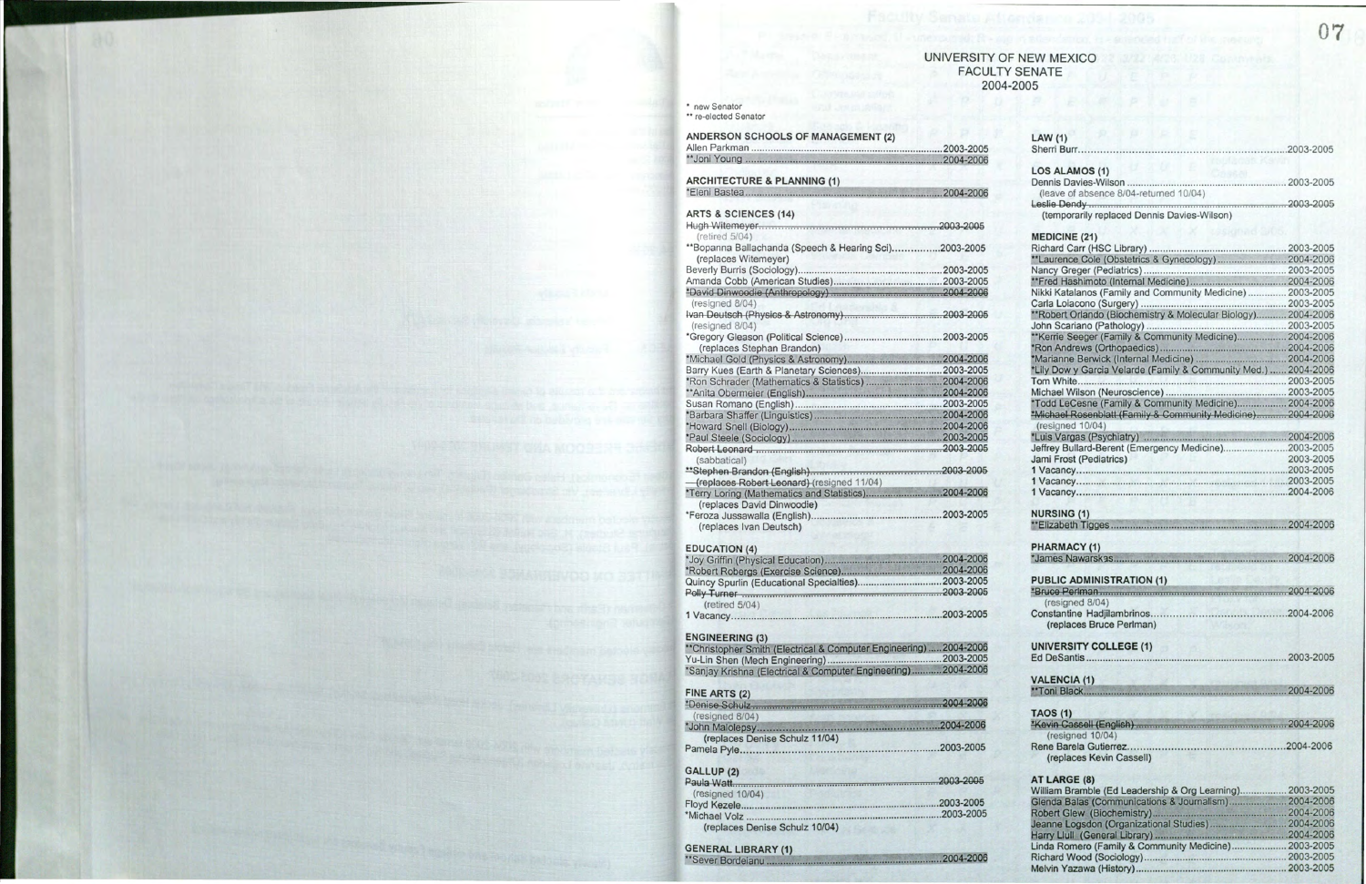# UNIVERSITY OF NEW MEXICO
## FACULTY SENATE
### 2004-2005

\* new Senator
\*\* re-elected Senator

**ANDERSON SCHOOLS OF MANAGEMENT (2)**

Allen Parkman .......... 2003-2005
\*\*Joni Young .......... 2004-2006

**ARCHITECTURE & PLANNING (1)**

\*Eleni Bastea .......... 2004-2006

**ARTS & SCIENCES (14)**

~~Hugh Witemeyer~~ .......... 2003-2005
(retired 5/04)
\*\*Bopanna Ballachanda (Speech & Hearing Sci) .......... 2003-2005
(replaces Witemeyer)
Beverly Burris (Sociology) .......... 2003-2005
Amanda Cobb (American Studies) .......... 2003-2005
~~\*David Dinwoodie (Anthropology)~~ .......... 2004-2006
(resigned 8/04)
~~Ivan Deutsch (Physics & Astronomy)~~ .......... 2003-2005
(resigned 8/04)
\*Gregory Gleason (Political Science) .......... 2003-2005
(replaces Stephan Brandon)
\*Michael Gold (Physics & Astronomy) .......... 2004-2006
Barry Kues (Earth & Planetary Sciences) .......... 2003-2005
\*Ron Schrader (Mathematics & Statistics) .......... 2004-2006
\*\*Anita Obermeier (English) .......... 2004-2006
Susan Romano (English) .......... 2003-2005
\*Barbara Shaffer (Linguistics) .......... 2004-2006
\*Howard Snell (Biology) .......... 2004-2006
\*Paul Steele (Sociology) .......... 2003-2005
~~Robert Leonard~~ .......... 2003-2005
(sabbatical)
~~\*\*Stephen Brandon (English)~~ .......... 2003-2005
~~(replaces Robert Leonard)~~ (resigned 11/04)
\*Terry Loring (Mathematics and Statistics) .......... 2004-2006
(replaces David Dinwoodie)
\*Feroza Jussawalla (English) .......... 2003-2005
(replaces Ivan Deutsch)

**EDUCATION (4)**

\*Joy Griffin (Physical Education) .......... 2004-2006
\*Robert Robergs (Exercise Science) .......... 2004-2006
Quincy Spurlin (Educational Specialties) .......... 2003-2005
~~Polly Turner~~ .......... 2003-2005
(retired 5/04)
1 Vacancy .......... 2003-2005

**ENGINEERING (3)**

\*\*Christopher Smith (Electrical & Computer Engineering) .......... 2004-2006
Yu-Lin Shen (Mech Engineering) .......... 2003-2005
\*Sanjay Krishna (Electrical & Computer Engineering) .......... 2004-2006

**FINE ARTS (2)**

~~\*Denise Schulz~~ .......... 2004-2006
(resigned 8/04)
\*John Malolepsy .......... 2004-2006
(replaces Denise Schulz 11/04)
Pamela Pyle .......... 2003-2005

**GALLUP (2)**

~~Paula Watt~~ .......... 2003-2005
(resigned 10/04)
Floyd Kezele .......... 2003-2005
\*Michael Volz .......... 2003-2005
(replaces Denise Schulz 10/04)

**GENERAL LIBRARY (1)**

\*\*Sever Bordeianu .......... 2004-2006

**LAW (1)**

Sherri Burr .......... 2003-2005

**LOS ALAMOS (1)**

Dennis Davies-Wilson .......... 2003-2005
(leave of absence 8/04-returned 10/04)
~~Leslie Dendy~~ .......... 2003-2005
(temporarily replaced Dennis Davies-Wilson)

**MEDICINE (21)**

Richard Carr (HSC Library) .......... 2003-2005
\*\*Laurence Cole (Obstetrics & Gynecology) .......... 2004-2006
Nancy Greger (Pediatrics) .......... 2003-2005
\*\*Fred Hashimoto (Internal Medicine) .......... 2004-2006
Nikki Katalanos (Family and Community Medicine) .......... 2003-2005
Carla Lolacono (Surgery) .......... 2003-2005
\*\*Robert Orlando (Biochemistry & Molecular Biology) .......... 2004-2006
John Scariano (Pathology) .......... 2003-2005
\*\*Kerrie Seeger (Family & Community Medicine) .......... 2004-2006
\*Ron Andrews (Orthopaedics) .......... 2004-2006
\*Marianne Berwick (Internal Medicine) .......... 2004-2006
\*Lily Dow y Garcia Velarde (Family & Community Med.) .......... 2004-2006
Tom White .......... 2003-2005
Michael Wilson (Neuroscience) .......... 2003-2005
\*Todd LeCesne (Family & Community Medicine) .......... 2004-2006
~~\*Michael Rosenblatt (Family & Community Medicine)~~ .......... 2004-2006
(resigned 10/04)
\*Luis Vargas (Psychiatry) .......... 2004-2006
Jeffrey Bullard-Berent (Emergency Medicine) .......... 2003-2005
Jami Frost (Pediatrics) .......... 2003-2005
1 Vacancy .......... 2003-2005
1 Vacancy .......... 2003-2005
1 Vacancy .......... 2004-2006

**NURSING (1)**

\*\*Elizabeth Tigges .......... 2004-2006

**PHARMACY (1)**

\*James Nawarskas .......... 2004-2006

**PUBLIC ADMINISTRATION (1)**

~~\*Bruce Perlman~~ .......... 2004-2006
(resigned 8/04)
Constantine Hadjilambrinos .......... 2004-2006
(replaces Bruce Perlman)

**UNIVERSITY COLLEGE (1)**

Ed DeSantis .......... 2003-2005

**VALENCIA (1)**

\*\*Toni Black .......... 2004-2006

**TAOS (1)**

~~\*Kevin Cassell (English)~~ .......... 2004-2006
(resigned 10/04)
Rene Barela Gutierrez .......... 2004-2006
(replaces Kevin Cassell)

**AT LARGE (8)**

William Bramble (Ed Leadership & Org Learning) .......... 2003-2005
Glenda Balas (Communications & Journalism) .......... 2004-2006
Robert Glew (Biochemistry) .......... 2004-2006
Jeanne Logsdon (Organizational Studies) .......... 2004-2006
Harry Llull (General Library) .......... 2004-2006
Linda Romero (Family & Community Medicine) .......... 2003-2005
Richard Wood (Sociology) .......... 2003-2005
Melvin Yazawa (History) .......... 2003-2005